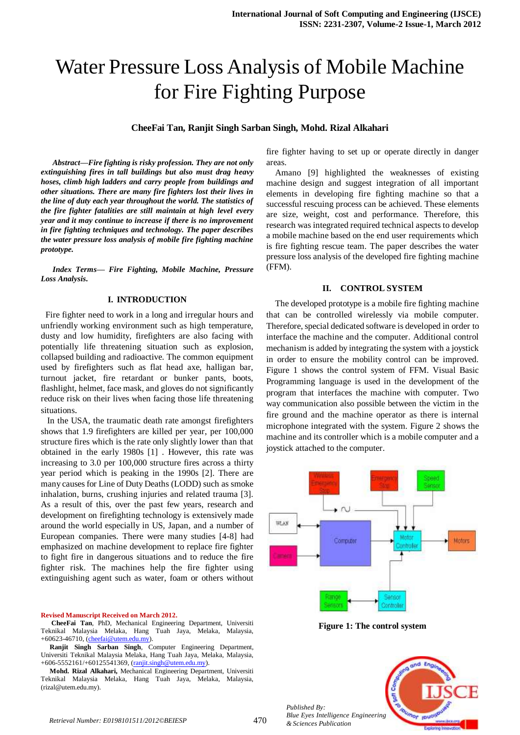# Water Pressure Loss Analysis of Mobile Machine for Fire Fighting Purpose

**CheeFai Tan, Ranjit Singh Sarban Singh, Mohd. Rizal Alkahari**

***Abstract*—*Fire fighting is risky profession. They are not only extinguishing fires in tall buildings but also must drag heavy hoses, climb high ladders and carry people from buildings and other situations. There are many fire fighters lost their lives in the line of duty each year throughout the world. The statistics of the fire fighter fatalities are still maintain at high level every year and it may continue to increase if there is no improvement in fire fighting techniques and technology. The paper describes the water pressure loss analysis of mobile fire fighting machine prototype.***

***Index Terms*— *Fire Fighting, Mobile Machine, Pressure Loss Analysis.***

## I. INTRODUCTION

Fire fighter need to work in a long and irregular hours and unfriendly working environment such as high temperature, dusty and low humidity, firefighters are also facing with potentially life threatening situation such as explosion, collapsed building and radioactive. The common equipment used by firefighters such as flat head axe, halligan bar, turnout jacket, fire retardant or bunker pants, boots, flashlight, helmet, face mask, and gloves do not significantly reduce risk on their lives when facing those life threatening situations.

In the USA, the traumatic death rate amongst firefighters shows that 1.9 firefighters are killed per year, per 100,000 structure fires which is the rate only slightly lower than that obtained in the early 1980s [1] . However, this rate was increasing to 3.0 per 100,000 structure fires across a thirty year period which is peaking in the 1990s [2]. There are many causes for Line of Duty Deaths (LODD) such as smoke inhalation, burns, crushing injuries and related trauma [3]. As a result of this, over the past few years, research and development on firefighting technology is extensively made around the world especially in US, Japan, and a number of European companies. There were many studies [4-8] had emphasized on machine development to replace fire fighter to fight fire in dangerous situations and to reduce the fire fighter risk. The machines help the fire fighter using extinguishing agent such as water, foam or others without fire fighter having to set up or operate directly in danger areas.

Amano [9] highlighted the weaknesses of existing machine design and suggest integration of all important elements in developing fire fighting machine so that a successful rescuing process can be achieved. These elements are size, weight, cost and performance. Therefore, this research was integrated required technical aspects to develop a mobile machine based on the end user requirements which is fire fighting rescue team. The paper describes the water pressure loss analysis of the developed fire fighting machine (FFM).

## II. CONTROL SYSTEM

The developed prototype is a mobile fire fighting machine that can be controlled wirelessly via mobile computer. Therefore, special dedicated software is developed in order to interface the machine and the computer. Additional control mechanism is added by integrating the system with a joystick in order to ensure the mobility control can be improved. Figure 1 shows the control system of FFM. Visual Basic Programming language is used in the development of the program that interfaces the machine with computer. Two way communication also possible between the victim in the fire ground and the machine operator as there is internal microphone integrated with the system. Figure 2 shows the machine and its controller which is a mobile computer and a joystick attached to the computer.

**Figure 1: The control system**

**Revised Manuscript Received on March 2012.**

**CheeFai Tan**, PhD, Mechanical Engineering Department, Universiti Teknikal Malaysia Melaka, Hang Tuah Jaya, Melaka, Malaysia, +60623-46710, (cheefai@utem.edu.my).

**Ranjit Singh Sarban Singh**, Computer Engineering Department, Universiti Teknikal Malaysia Melaka, Hang Tuah Jaya, Melaka, Malaysia, +606-5552161/+60125541369, (ranjit.singh@utem.edu.my).

**Mohd. Rizal Alkahari,** Mechanical Engineering Department, Universiti Teknikal Malaysia Melaka, Hang Tuah Jaya, Melaka, Malaysia, (rizal@utem.edu.my).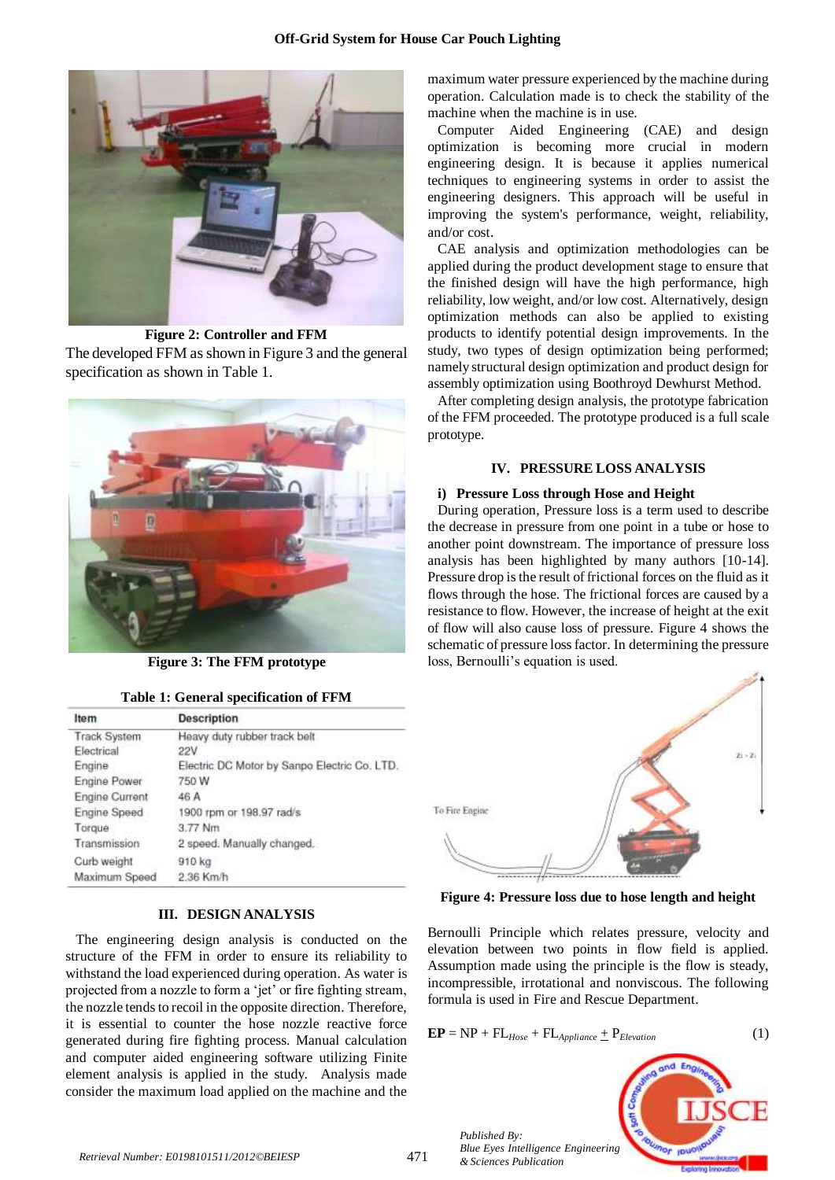Figure 2: Controller and FFM

The developed FFM as shown in Figure 3 and the general specification as shown in Table 1.

Figure 3: The FFM prototype

**Table 1: General specification of FFM**

| Item | Description |
|---|---|
| Track System | Heavy duty rubber track belt |
| Electrical | 22V |
| Engine | Electric DC Motor by Sanpo Electric Co. LTD. |
| Engine Power | 750 W |
| Engine Current | 46 A |
| Engine Speed | 1900 rpm or 198.97 rad/s |
| Torque | 3.77 Nm |
| Transmission | 2 speed. Manually changed. |
| Curb weight | 910 kg |
| Maximum Speed | 2.36 Km/h |

## III. DESIGN ANALYSIS

The engineering design analysis is conducted on the structure of the FFM in order to ensure its reliability to withstand the load experienced during operation. As water is projected from a nozzle to form a 'jet' or fire fighting stream, the nozzle tends to recoil in the opposite direction. Therefore, it is essential to counter the hose nozzle reactive force generated during fire fighting process. Manual calculation and computer aided engineering software utilizing Finite element analysis is applied in the study. Analysis made consider the maximum load applied on the machine and the maximum water pressure experienced by the machine during operation. Calculation made is to check the stability of the machine when the machine is in use.

Computer Aided Engineering (CAE) and design optimization is becoming more crucial in modern engineering design. It is because it applies numerical techniques to engineering systems in order to assist the engineering designers. This approach will be useful in improving the system's performance, weight, reliability, and/or cost.

CAE analysis and optimization methodologies can be applied during the product development stage to ensure that the finished design will have the high performance, high reliability, low weight, and/or low cost. Alternatively, design optimization methods can also be applied to existing products to identify potential design improvements. In the study, two types of design optimization being performed; namely structural design optimization and product design for assembly optimization using Boothroyd Dewhurst Method.

After completing design analysis, the prototype fabrication of the FFM proceeded. The prototype produced is a full scale prototype.

## IV. PRESSURE LOSS ANALYSIS

### i) Pressure Loss through Hose and Height

During operation, Pressure loss is a term used to describe the decrease in pressure from one point in a tube or hose to another point downstream. The importance of pressure loss analysis has been highlighted by many authors [10-14]. Pressure drop is the result of frictional forces on the fluid as it flows through the hose. The frictional forces are caused by a resistance to flow. However, the increase of height at the exit of flow will also cause loss of pressure. Figure 4 shows the schematic of pressure loss factor. In determining the pressure loss, Bernoulli's equation is used.

Figure 4: Pressure loss due to hose length and height

Bernoulli Principle which relates pressure, velocity and elevation between two points in flow field is applied. Assumption made using the principle is the flow is steady, incompressible, irrotational and nonviscous. The following formula is used in Fire and Rescue Department.

$$\mathbf{EP} = \mathrm{NP} + \mathrm{FL}_{Hose} + \mathrm{FL}_{Appliance} \pm \mathrm{P}_{Elevation} \quad (1)$$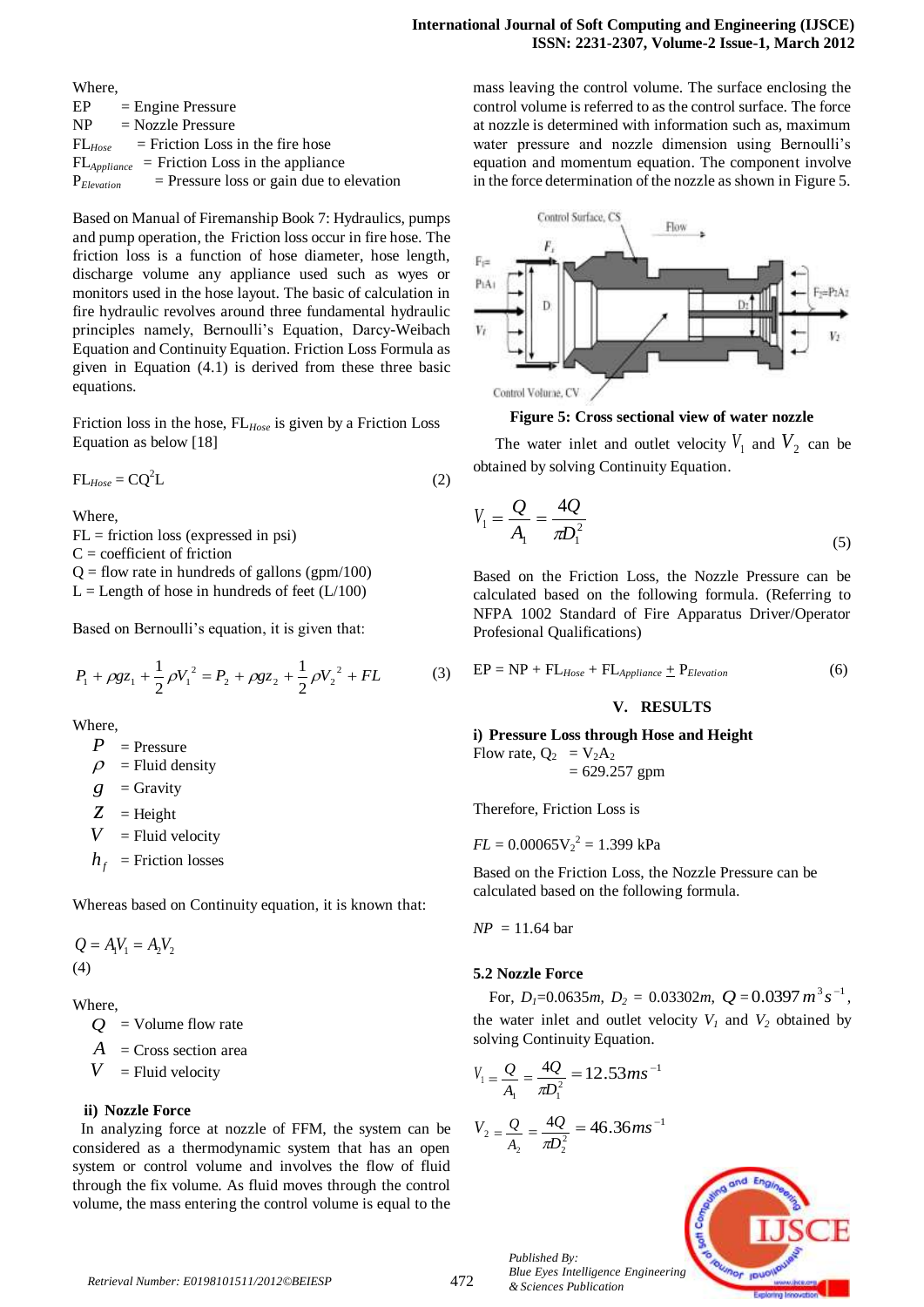Where,
EP = Engine Pressure
NP = Nozzle Pressure
$FL_{Hose}$ = Friction Loss in the fire hose
$FL_{Appliance}$ = Friction Loss in the appliance
$P_{Elevation}$ = Pressure loss or gain due to elevation

Based on Manual of Firemanship Book 7: Hydraulics, pumps and pump operation, the Friction loss occur in fire hose. The friction loss is a function of hose diameter, hose length, discharge volume any appliance used such as wyes or monitors used in the hose layout. The basic of calculation in fire hydraulic revolves around three fundamental hydraulic principles namely, Bernoulli's Equation, Darcy-Weibach Equation and Continuity Equation. Friction Loss Formula as given in Equation (4.1) is derived from these three basic equations.

Friction loss in the hose, $FL_{Hose}$ is given by a Friction Loss Equation as below [18]

$$FL_{Hose} = CQ^2L \tag{2}$$

Where,
FL = friction loss (expressed in psi)
C = coefficient of friction
Q = flow rate in hundreds of gallons (gpm/100)
L = Length of hose in hundreds of feet (L/100)

Based on Bernoulli's equation, it is given that:

$$P_1 + \rho g z_1 + \frac{1}{2}\rho V_1^{\,2} = P_2 + \rho g z_2 + \frac{1}{2}\rho V_2^{\,2} + FL \tag{3}$$

Where,
$P$ = Pressure
$\rho$ = Fluid density
$g$ = Gravity
$z$ = Height
$V$ = Fluid velocity
$h_f$ = Friction losses

Whereas based on Continuity equation, it is known that:

$$Q = A_1V_1 = A_2V_2 \tag{4}$$

Where,
$Q$ = Volume flow rate
$A$ = Cross section area
$V$ = Fluid velocity

**ii) Nozzle Force**

In analyzing force at nozzle of FFM, the system can be considered as a thermodynamic system that has an open system or control volume and involves the flow of fluid through the fix volume. As fluid moves through the control volume, the mass entering the control volume is equal to the mass leaving the control volume. The surface enclosing the control volume is referred to as the control surface. The force at nozzle is determined with information such as, maximum water pressure and nozzle dimension using Bernoulli's equation and momentum equation. The component involve in the force determination of the nozzle as shown in Figure 5.

**Figure 5: Cross sectional view of water nozzle**

The water inlet and outlet velocity $V_1$ and $V_2$ can be obtained by solving Continuity Equation.

$$V_1 = \frac{Q}{A_1} = \frac{4Q}{\pi D_1^2} \tag{5}$$

Based on the Friction Loss, the Nozzle Pressure can be calculated based on the following formula. (Referring to NFPA 1002 Standard of Fire Apparatus Driver/Operator Profesional Qualifications)

$$EP = NP + FL_{Hose} + FL_{Appliance} \pm P_{Elevation} \tag{6}$$

## V. RESULTS

### i) Pressure Loss through Hose and Height

Flow rate, $Q_2 = V_2A_2$
$= 629.257$ gpm

Therefore, Friction Loss is

$$FL = 0.00065V_2^{\,2} = 1.399 \text{ kPa}$$

Based on the Friction Loss, the Nozzle Pressure can be calculated based on the following formula.

$$NP = 11.64 \text{ bar}$$

### 5.2 Nozzle Force

For, $D_1$=0.0635$m$, $D_2$ = 0.03302$m$, $Q = 0.0397\,m^3s^{-1}$, the water inlet and outlet velocity $V_1$ and $V_2$ obtained by solving Continuity Equation.

$$V_1 = \frac{Q}{A_1} = \frac{4Q}{\pi D_1^2} = 12.53ms^{-1}$$

$$V_2 = \frac{Q}{A_2} = \frac{4Q}{\pi D_2^2} = 46.36ms^{-1}$$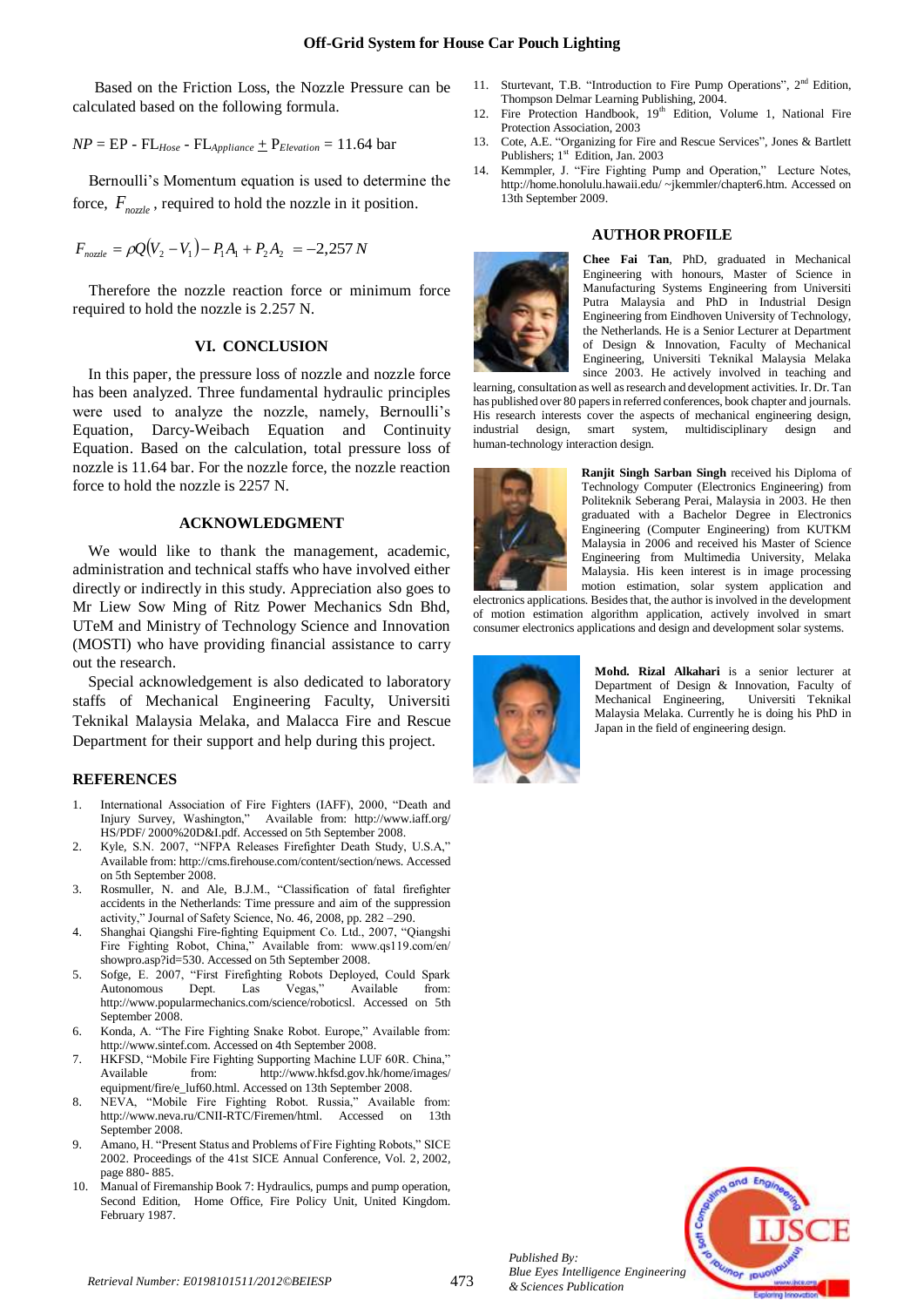Based on the Friction Loss, the Nozzle Pressure can be calculated based on the following formula.

$$NP = EP - FL_{Hose} - FL_{Appliance} \pm P_{Elevation} = 11.64 \text{ bar}$$

Bernoulli's Momentum equation is used to determine the force, $F_{nozzle}$, required to hold the nozzle in it position.

$$F_{nozzle} = \rho Q(V_2 - V_1) - P_1A_1 + P_2A_2 = -2,257\,N$$

Therefore the nozzle reaction force or minimum force required to hold the nozzle is 2.257 N.

## VI. CONCLUSION

In this paper, the pressure loss of nozzle and nozzle force has been analyzed. Three fundamental hydraulic principles were used to analyze the nozzle, namely, Bernoulli's Equation, Darcy-Weibach Equation and Continuity Equation. Based on the calculation, total pressure loss of nozzle is 11.64 bar. For the nozzle force, the nozzle reaction force to hold the nozzle is 2257 N.

## ACKNOWLEDGMENT

We would like to thank the management, academic, administration and technical staffs who have involved either directly or indirectly in this study. Appreciation also goes to Mr Liew Sow Ming of Ritz Power Mechanics Sdn Bhd, UTeM and Ministry of Technology Science and Innovation (MOSTI) who have providing financial assistance to carry out the research.

Special acknowledgement is also dedicated to laboratory staffs of Mechanical Engineering Faculty, Universiti Teknikal Malaysia Melaka, and Malacca Fire and Rescue Department for their support and help during this project.

## REFERENCES

1. International Association of Fire Fighters (IAFF), 2000, "Death and Injury Survey, Washington," Available from: http://www.iaff.org/ HS/PDF/ 2000%20D&I.pdf. Accessed on 5th September 2008.
2. Kyle, S.N. 2007, "NFPA Releases Firefighter Death Study, U.S.A," Available from: http://cms.firehouse.com/content/section/news. Accessed on 5th September 2008.
3. Rosmuller, N. and Ale, B.J.M., "Classification of fatal firefighter accidents in the Netherlands: Time pressure and aim of the suppression activity," Journal of Safety Science, No. 46, 2008, pp. 282 –290.
4. Shanghai Qiangshi Fire-fighting Equipment Co. Ltd., 2007, "Qiangshi Fire Fighting Robot, China," Available from: www.qs119.com/en/ showpro.asp?id=530. Accessed on 5th September 2008.
5. Sofge, E. 2007, "First Firefighting Robots Deployed, Could Spark Autonomous Dept. Las Vegas," Available from: http://www.popularmechanics.com/science/roboticsl. Accessed on 5th September 2008.
6. Konda, A. "The Fire Fighting Snake Robot. Europe," Available from: http://www.sintef.com. Accessed on 4th September 2008.
7. HKFSD, "Mobile Fire Fighting Supporting Machine LUF 60R. China," Available from: http://www.hkfsd.gov.hk/home/images/ equipment/fire/e_luf60.html. Accessed on 13th September 2008.
8. NEVA, "Mobile Fire Fighting Robot. Russia," Available from: http://www.neva.ru/CNII-RTC/Firemen/html. Accessed on 13th September 2008.
9. Amano, H. "Present Status and Problems of Fire Fighting Robots," SICE 2002. Proceedings of the 41st SICE Annual Conference, Vol. 2, 2002, page 880- 885.
10. Manual of Firemanship Book 7: Hydraulics, pumps and pump operation, Second Edition, Home Office, Fire Policy Unit, United Kingdom. February 1987.
11. Sturtevant, T.B. "Introduction to Fire Pump Operations", 2nd Edition, Thompson Delmar Learning Publishing, 2004.
12. Fire Protection Handbook, 19th Edition, Volume 1, National Fire Protection Association, 2003
13. Cote, A.E. "Organizing for Fire and Rescue Services", Jones & Bartlett Publishers; 1st Edition, Jan. 2003
14. Kemmpler, J. "Fire Fighting Pump and Operation," Lecture Notes, http://home.honolulu.hawaii.edu/ ~jkemmler/chapter6.htm. Accessed on 13th September 2009.

## AUTHOR PROFILE

**Chee Fai Tan**, PhD, graduated in Mechanical Engineering with honours, Master of Science in Manufacturing Systems Engineering from Universiti Putra Malaysia and PhD in Industrial Design Engineering from Eindhoven University of Technology, the Netherlands. He is a Senior Lecturer at Department of Design & Innovation, Faculty of Mechanical Engineering, Universiti Teknikal Malaysia Melaka since 2003. He actively involved in teaching and learning, consultation as well as research and development activities. Ir. Dr. Tan has published over 80 papers in referred conferences, book chapter and journals. His research interests cover the aspects of mechanical engineering design, industrial design, smart system, multidisciplinary design and human-technology interaction design.

**Ranjit Singh Sarban Singh** received his Diploma of Technology Computer (Electronics Engineering) from Politeknik Seberang Perai, Malaysia in 2003. He then graduated with a Bachelor Degree in Electronics Engineering (Computer Engineering) from KUTKM Malaysia in 2006 and received his Master of Science Engineering from Multimedia University, Melaka Malaysia. His keen interest is in image processing motion estimation, solar system application and electronics applications. Besides that, the author is involved in the development of motion estimation algorithm application, actively involved in smart consumer electronics applications and design and development solar systems.

**Mohd. Rizal Alkahari** is a senior lecturer at Department of Design & Innovation, Faculty of Mechanical Engineering, Universiti Teknikal Malaysia Melaka. Currently he is doing his PhD in Japan in the field of engineering design.